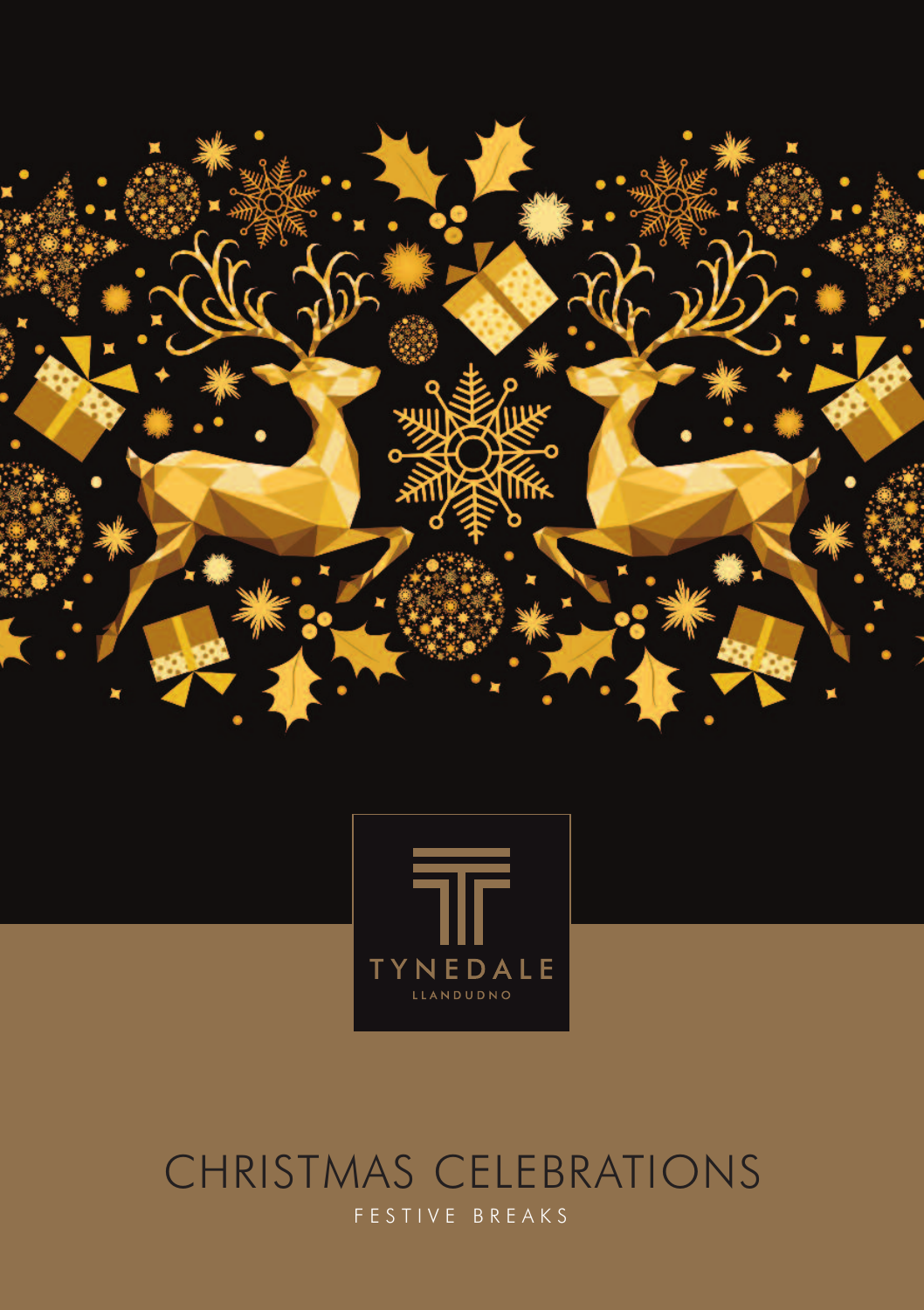TYNEDALE

LLANDUDNO

# CHRISTMAS CELEBRATIONS

FESTIVE BREAKS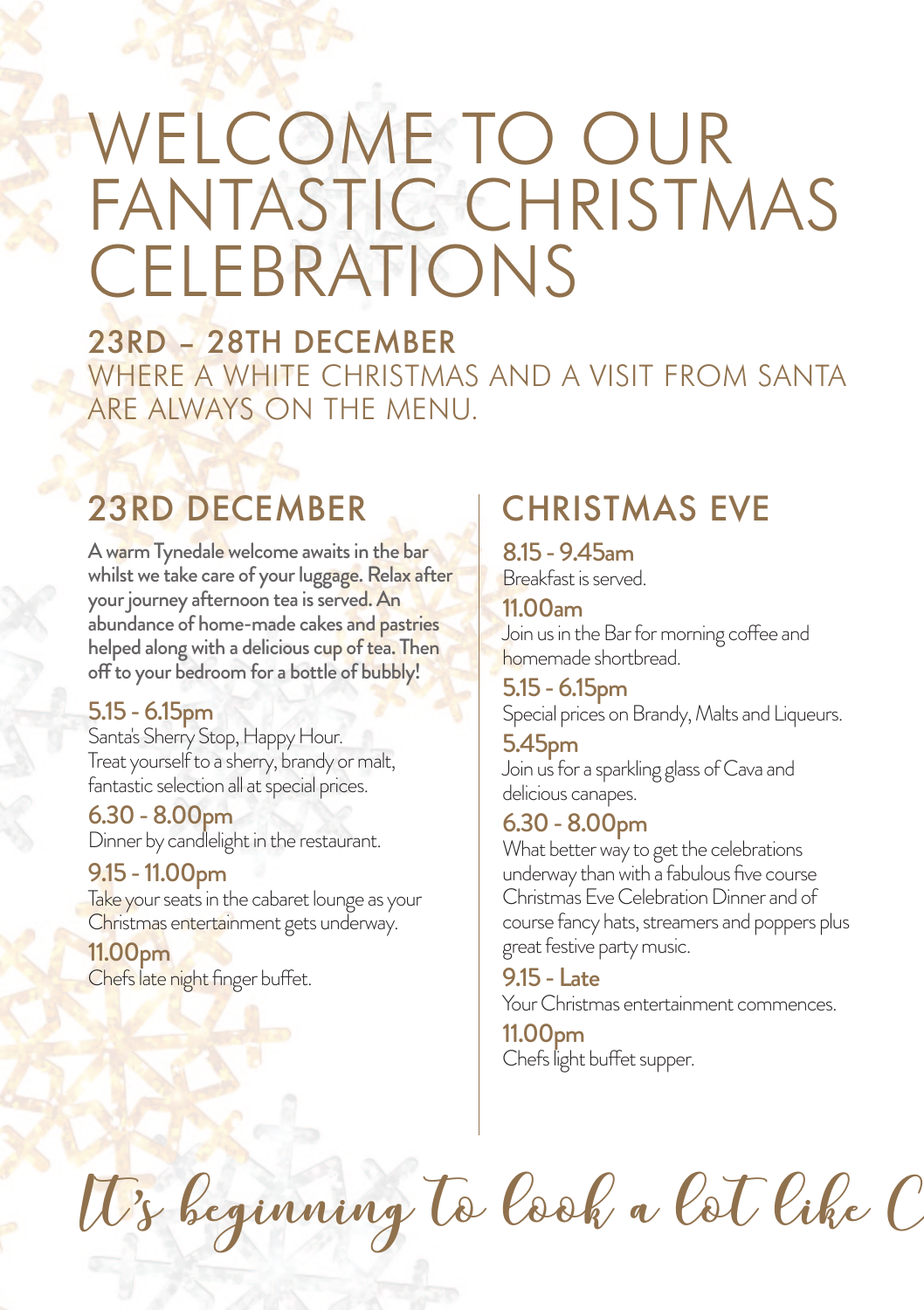# WELCOME TO OUR FANTASTIC CHRISTMAS CELEBRATIONS

## 23RD – 28TH DECEMBER

WHERE A WHITE CHRISTMAS AND A VISIT FROM SANTA ARE ALWAYS ON THE MENU.

## 23RD DECEMBER

**A warm Tynedale welcome awaits in the bar whilst we take care of your luggage. Relax after your journey afternoon tea is served. An abundance of home-made cakes and pastries helped along with a delicious cup of tea. Then off to your bedroom for a bottle of bubbly!**

**5.15 - 6.15pm**
Santa's Sherry Stop, Happy Hour. Treat yourself to a sherry, brandy or malt, fantastic selection all at special prices.

**6.30 - 8.00pm**
Dinner by candlelight in the restaurant.

**9.15 - 11.00pm**
Take your seats in the cabaret lounge as your Christmas entertainment gets underway.

**11.00pm**
Chefs late night finger buffet.

## CHRISTMAS EVE

**8.15 - 9.45am**
Breakfast is served.

**11.00am**
Join us in the Bar for morning coffee and homemade shortbread.

**5.15 - 6.15pm**
Special prices on Brandy, Malts and Liqueurs.

**5.45pm**
Join us for a sparkling glass of Cava and delicious canapes.

**6.30 - 8.00pm**
What better way to get the celebrations underway than with a fabulous five course Christmas Eve Celebration Dinner and of course fancy hats, streamers and poppers plus great festive party music.

**9.15 - Late**
Your Christmas entertainment commences.

**11.00pm**
Chefs light buffet supper.

*It's beginning to look a lot like C*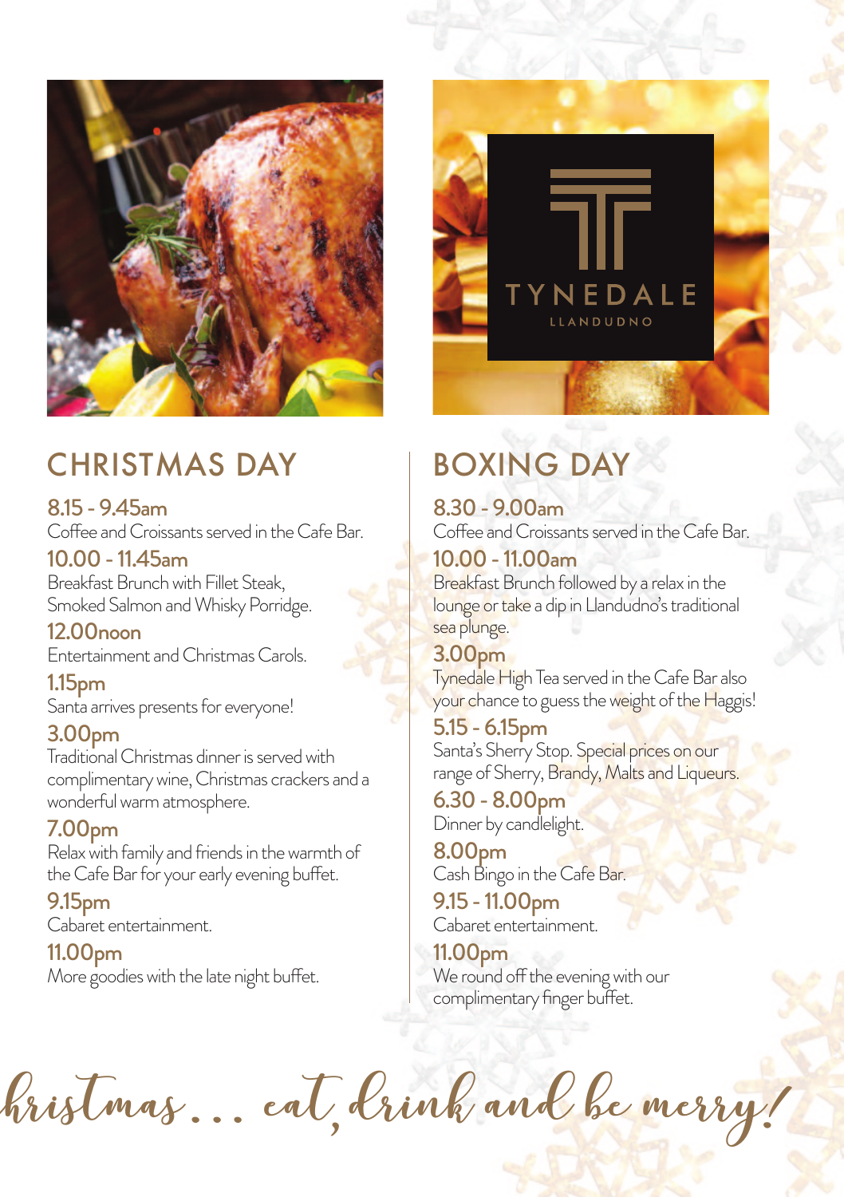TYNEDALE

LLANDUDNO

## CHRISTMAS DAY

**8.15 - 9.45am**
Coffee and Croissants served in the Cafe Bar.

**10.00 - 11.45am**
Breakfast Brunch with Fillet Steak, Smoked Salmon and Whisky Porridge.

**12.00noon**
Entertainment and Christmas Carols.

**1.15pm**
Santa arrives presents for everyone!

**3.00pm**
Traditional Christmas dinner is served with complimentary wine, Christmas crackers and a wonderful warm atmosphere.

**7.00pm**
Relax with family and friends in the warmth of the Cafe Bar for your early evening buffet.

**9.15pm**
Cabaret entertainment.

**11.00pm**
More goodies with the late night buffet.

## BOXING DAY

**8.30 - 9.00am**
Coffee and Croissants served in the Cafe Bar.

**10.00 - 11.00am**
Breakfast Brunch followed by a relax in the lounge or take a dip in Llandudno's traditional sea plunge.

**3.00pm**
Tynedale High Tea served in the Cafe Bar also your chance to guess the weight of the Haggis!

**5.15 - 6.15pm**
Santa's Sherry Stop. Special prices on our range of Sherry, Brandy, Malts and Liqueurs.

**6.30 - 8.00pm**
Dinner by candlelight.

**8.00pm**
Cash Bingo in the Cafe Bar.

**9.15 - 11.00pm**
Cabaret entertainment.

**11.00pm**
We round off the evening with our complimentary finger buffet.

*Christmas... eat, drink and be merry!*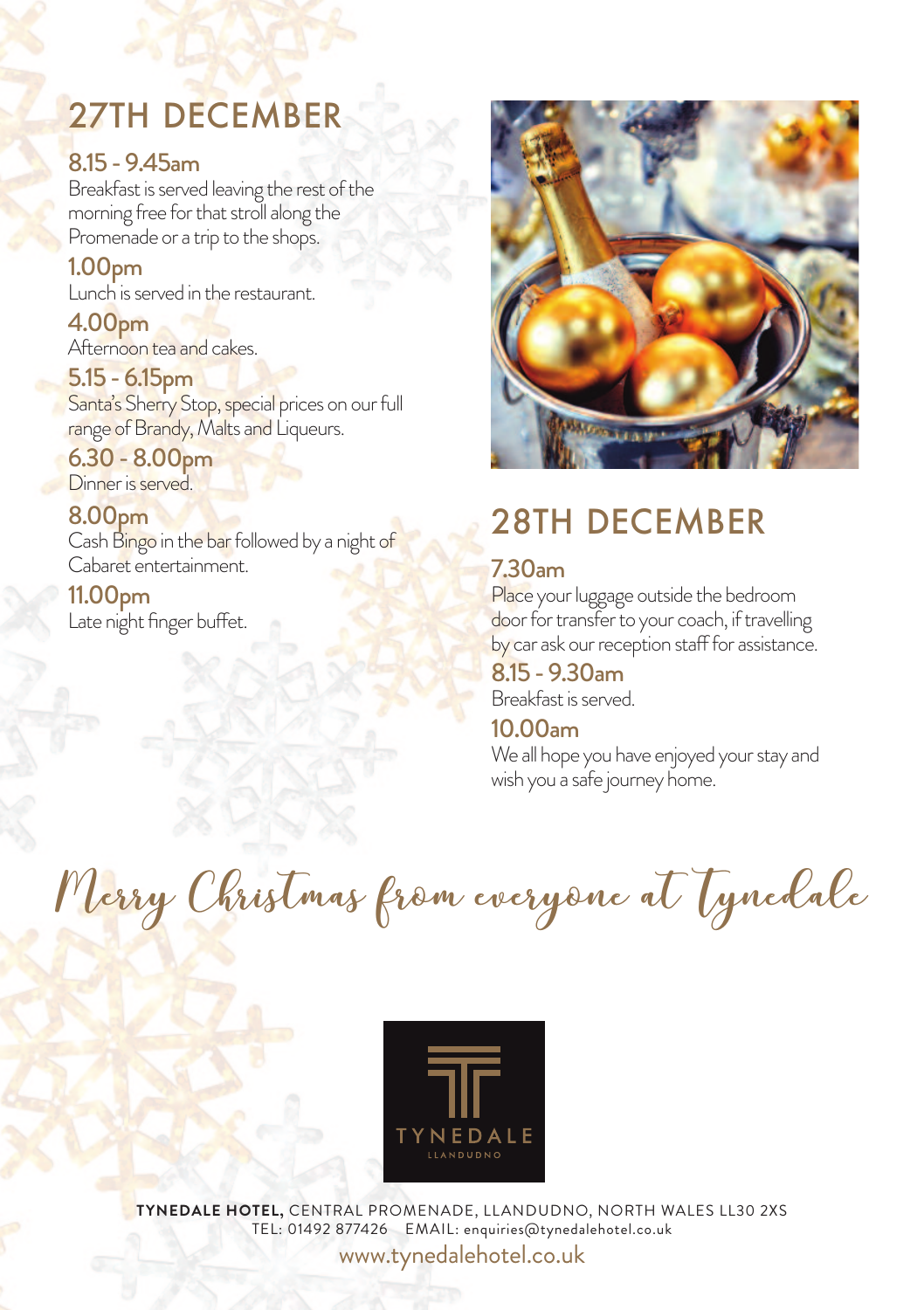## 27TH DECEMBER

**8.15 - 9.45am**
Breakfast is served leaving the rest of the morning free for that stroll along the Promenade or a trip to the shops.

**1.00pm**
Lunch is served in the restaurant.

**4.00pm**
Afternoon tea and cakes.

**5.15 - 6.15pm**
Santa's Sherry Stop, special prices on our full range of Brandy, Malts and Liqueurs.

**6.30 - 8.00pm**
Dinner is served.

**8.00pm**
Cash Bingo in the bar followed by a night of Cabaret entertainment.

**11.00pm**
Late night finger buffet.

## 28TH DECEMBER

**7.30am**
Place your luggage outside the bedroom door for transfer to your coach, if travelling by car ask our reception staff for assistance.

**8.15 - 9.30am**
Breakfast is served.

**10.00am**
We all hope you have enjoyed your stay and wish you a safe journey home.

*Merry Christmas from everyone at Tynedale*

TYNEDALE
LLANDUDNO

**TYNEDALE HOTEL,** CENTRAL PROMENADE, LLANDUDNO, NORTH WALES LL30 2XS
TEL: 01492 877426 EMAIL: enquiries@tynedalehotel.co.uk
www.tynedalehotel.co.uk